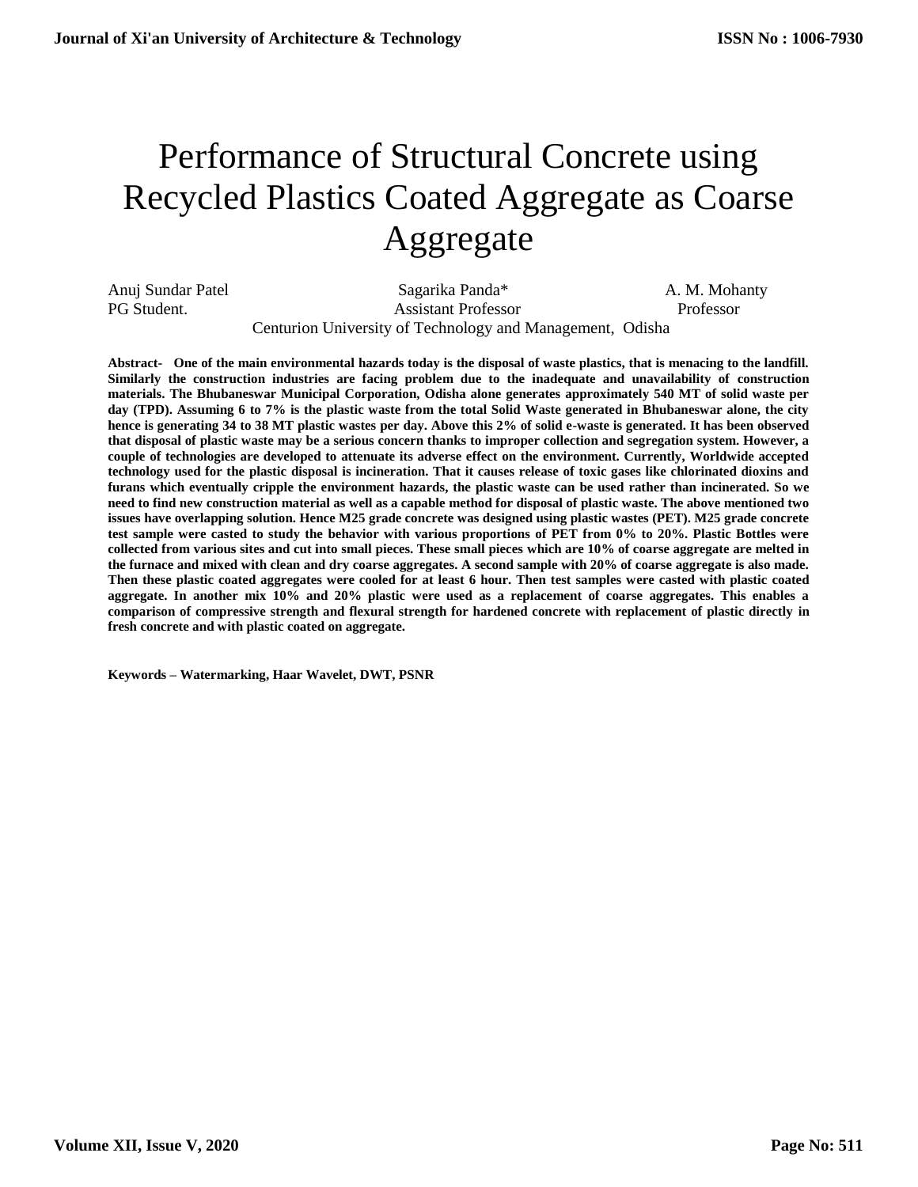# Performance of Structural Concrete using Recycled Plastics Coated Aggregate as Coarse Aggregate

Anuj Sundar Patel, PG Student.

Sagarika Panda*, Assistant Professor

A. M. Mohanty, Professor

Centurion University of Technology and Management, Odisha

**Abstract- One of the main environmental hazards today is the disposal of waste plastics, that is menacing to the landfill. Similarly the construction industries are facing problem due to the inadequate and unavailability of construction materials. The Bhubaneswar Municipal Corporation, Odisha alone generates approximately 540 MT of solid waste per day (TPD). Assuming 6 to 7% is the plastic waste from the total Solid Waste generated in Bhubaneswar alone, the city hence is generating 34 to 38 MT plastic wastes per day. Above this 2% of solid e-waste is generated. It has been observed that disposal of plastic waste may be a serious concern thanks to improper collection and segregation system. However, a couple of technologies are developed to attenuate its adverse effect on the environment. Currently, Worldwide accepted technology used for the plastic disposal is incineration. That it causes release of toxic gases like chlorinated dioxins and furans which eventually cripple the environment hazards, the plastic waste can be used rather than incinerated. So we need to find new construction material as well as a capable method for disposal of plastic waste. The above mentioned two issues have overlapping solution. Hence M25 grade concrete was designed using plastic wastes (PET). M25 grade concrete test sample were casted to study the behavior with various proportions of PET from 0% to 20%. Plastic Bottles were collected from various sites and cut into small pieces. These small pieces which are 10% of coarse aggregate are melted in the furnace and mixed with clean and dry coarse aggregates. A second sample with 20% of coarse aggregate is also made. Then these plastic coated aggregates were cooled for at least 6 hour. Then test samples were casted with plastic coated aggregate. In another mix 10% and 20% plastic were used as a replacement of coarse aggregates. This enables a comparison of compressive strength and flexural strength for hardened concrete with replacement of plastic directly in fresh concrete and with plastic coated on aggregate.**

**Keywords – Watermarking, Haar Wavelet, DWT, PSNR**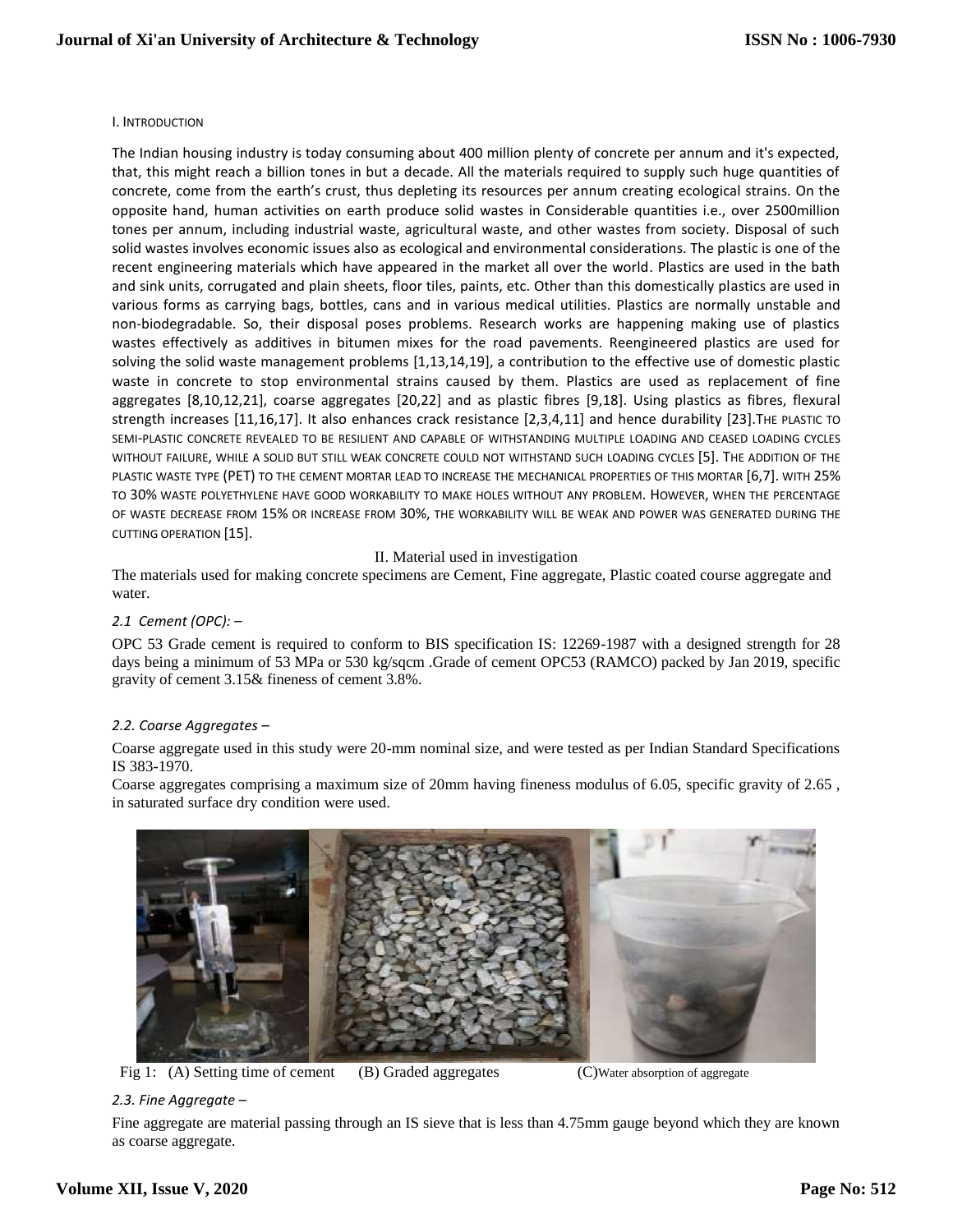I. INTRODUCTION

The Indian housing industry is today consuming about 400 million plenty of concrete per annum and it's expected, that, this might reach a billion tones in but a decade. All the materials required to supply such huge quantities of concrete, come from the earth's crust, thus depleting its resources per annum creating ecological strains. On the opposite hand, human activities on earth produce solid wastes in Considerable quantities i.e., over 2500million tones per annum, including industrial waste, agricultural waste, and other wastes from society. Disposal of such solid wastes involves economic issues also as ecological and environmental considerations. The plastic is one of the recent engineering materials which have appeared in the market all over the world. Plastics are used in the bath and sink units, corrugated and plain sheets, floor tiles, paints, etc. Other than this domestically plastics are used in various forms as carrying bags, bottles, cans and in various medical utilities. Plastics are normally unstable and non-biodegradable. So, their disposal poses problems. Research works are happening making use of plastics wastes effectively as additives in bitumen mixes for the road pavements. Reengineered plastics are used for solving the solid waste management problems [1,13,14,19], a contribution to the effective use of domestic plastic waste in concrete to stop environmental strains caused by them. Plastics are used as replacement of fine aggregates [8,10,12,21], coarse aggregates [20,22] and as plastic fibres [9,18]. Using plastics as fibres, flexural strength increases [11,16,17]. It also enhances crack resistance [2,3,4,11] and hence durability [23]. THE PLASTIC TO SEMI-PLASTIC CONCRETE REVEALED TO BE RESILIENT AND CAPABLE OF WITHSTANDING MULTIPLE LOADING AND CEASED LOADING CYCLES WITHOUT FAILURE, WHILE A SOLID BUT STILL WEAK CONCRETE COULD NOT WITHSTAND SUCH LOADING CYCLES [5]. THE ADDITION OF THE PLASTIC WASTE TYPE (PET) TO THE CEMENT MORTAR LEAD TO INCREASE THE MECHANICAL PROPERTIES OF THIS MORTAR [6,7]. WITH 25% TO 30% WASTE POLYETHYLENE HAVE GOOD WORKABILITY TO MAKE HOLES WITHOUT ANY PROBLEM. HOWEVER, WHEN THE PERCENTAGE OF WASTE DECREASE FROM 15% OR INCREASE FROM 30%, THE WORKABILITY WILL BE WEAK AND POWER WAS GENERATED DURING THE CUTTING OPERATION [15].

## II. Material used in investigation

The materials used for making concrete specimens are Cement, Fine aggregate, Plastic coated course aggregate and water.

### *2.1 Cement (OPC):* –

OPC 53 Grade cement is required to conform to BIS specification IS: 12269-1987 with a designed strength for 28 days being a minimum of 53 MPa or 530 kg/sqcm .Grade of cement OPC53 (RAMCO) packed by Jan 2019, specific gravity of cement 3.15& fineness of cement 3.8%.

### *2.2. Coarse Aggregates* –

Coarse aggregate used in this study were 20-mm nominal size, and were tested as per Indian Standard Specifications IS 383-1970.

Coarse aggregates comprising a maximum size of 20mm having fineness modulus of 6.05, specific gravity of 2.65 , in saturated surface dry condition were used.

Fig 1: (A) Setting time of cement (B) Graded aggregates (C)Water absorption of aggregate

### *2.3. Fine Aggregate* –

Fine aggregate are material passing through an IS sieve that is less than 4.75mm gauge beyond which they are known as coarse aggregate.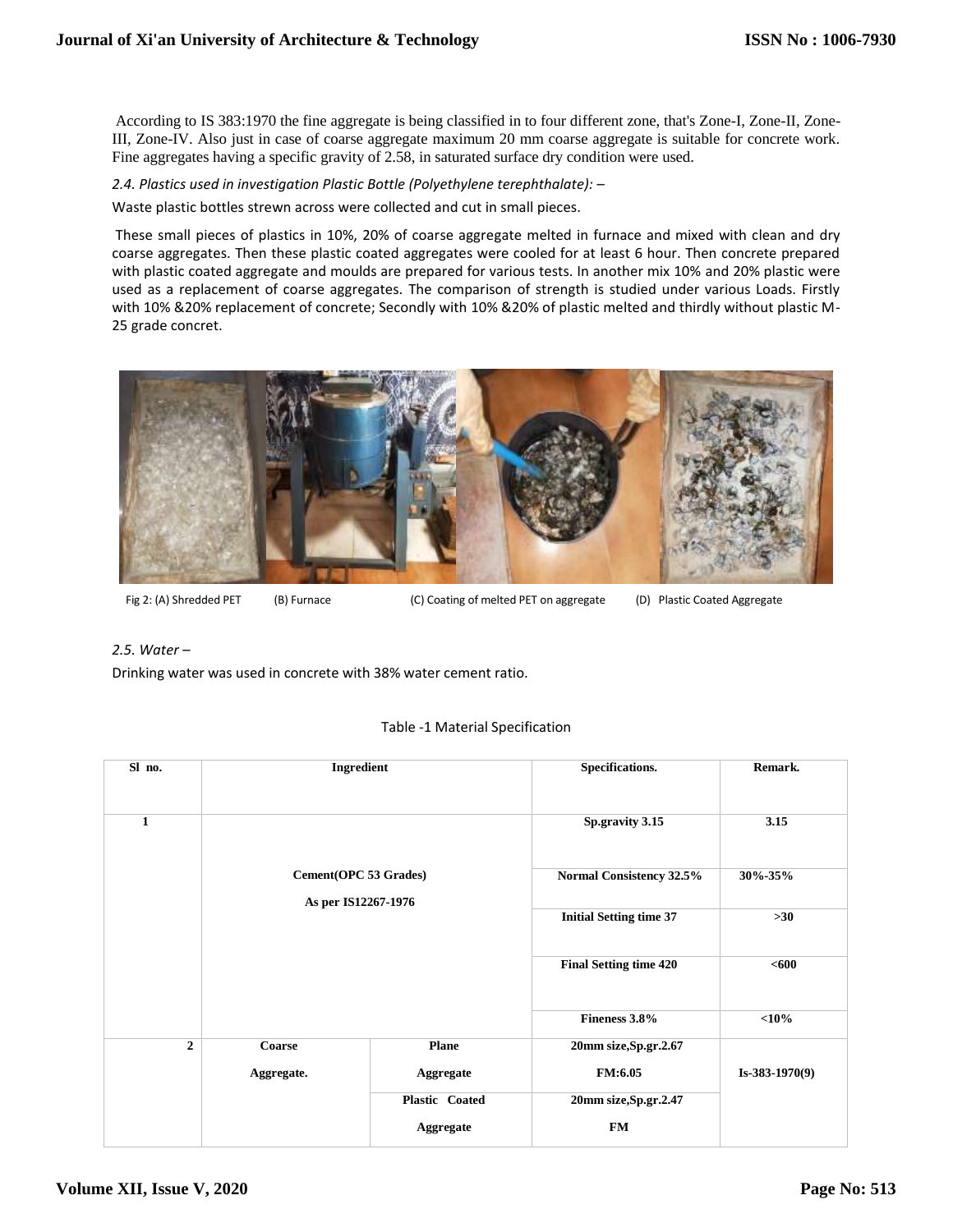According to IS 383:1970 the fine aggregate is being classified in to four different zone, that's Zone-I, Zone-II, Zone-III, Zone-IV. Also just in case of coarse aggregate maximum 20 mm coarse aggregate is suitable for concrete work. Fine aggregates having a specific gravity of 2.58, in saturated surface dry condition were used.

*2.4. Plastics used in investigation Plastic Bottle (Polyethylene terephthalate): –*

Waste plastic bottles strewn across were collected and cut in small pieces.

These small pieces of plastics in 10%, 20% of coarse aggregate melted in furnace and mixed with clean and dry coarse aggregates. Then these plastic coated aggregates were cooled for at least 6 hour. Then concrete prepared with plastic coated aggregate and moulds are prepared for various tests. In another mix 10% and 20% plastic were used as a replacement of coarse aggregates. The comparison of strength is studied under various Loads. Firstly with 10% &20% replacement of concrete; Secondly with 10% &20% of plastic melted and thirdly without plastic M-25 grade concret.

Fig 2: (A) Shredded PET (B) Furnace (C) Coating of melted PET on aggregate (D) Plastic Coated Aggregate

*2.5. Water –*

Drinking water was used in concrete with 38% water cement ratio.

Table -1 Material Specification

| Sl no. | Ingredient | | Specifications. | Remark. |
|---|---|---|---|---|
| 1 | Cement(OPC 53 Grades) As per IS12267-1976 | | Sp.gravity 3.15 | 3.15 |
| | | | Normal Consistency 32.5% | 30%-35% |
| | | | Initial Setting time 37 | >30 |
| | | | Final Setting time 420 | <600 |
| | | | Fineness 3.8% | <10% |
| 2 | Coarse Aggregate. | Plane Aggregate | 20mm size,Sp.gr.2.67 FM:6.05 | Is-383-1970(9) |
| | | Plastic Coated Aggregate | 20mm size,Sp.gr.2.47 FM | |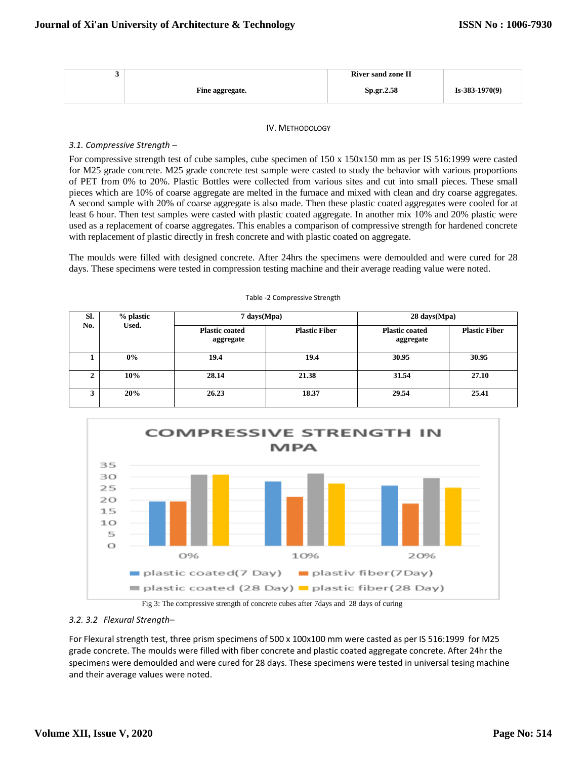| 3 | Fine aggregate. | River sand zone II Sp.gr.2.58 | Is-383-1970(9) |
|---|---|---|---|

IV. METHODOLOGY

*3.1. Compressive Strength –*

For compressive strength test of cube samples, cube specimen of 150 x 150x150 mm as per IS 516:1999 were casted for M25 grade concrete. M25 grade concrete test sample were casted to study the behavior with various proportions of PET from 0% to 20%. Plastic Bottles were collected from various sites and cut into small pieces. These small pieces which are 10% of coarse aggregate are melted in the furnace and mixed with clean and dry coarse aggregates. A second sample with 20% of coarse aggregate is also made. Then these plastic coated aggregates were cooled for at least 6 hour. Then test samples were casted with plastic coated aggregate. In another mix 10% and 20% plastic were used as a replacement of coarse aggregates. This enables a comparison of compressive strength for hardened concrete with replacement of plastic directly in fresh concrete and with plastic coated on aggregate.

The moulds were filled with designed concrete. After 24hrs the specimens were demoulded and were cured for 28 days. These specimens were tested in compression testing machine and their average reading value were noted.

Table -2 Compressive Strength

| Sl. No. | % plastic Used. | 7 days(Mpa) | | 28 days(Mpa) | |
|---|---|---|---|---|---|
| | | Plastic coated aggregate | Plastic Fiber | Plastic coated aggregate | Plastic Fiber |
| 1 | 0% | 19.4 | 19.4 | 30.95 | 30.95 |
| 2 | 10% | 28.14 | 21.38 | 31.54 | 27.10 |
| 3 | 20% | 26.23 | 18.37 | 29.54 | 25.41 |

Fig 3: The compressive strength of concrete cubes after 7days and 28 days of curing

*3.2. 3.2 Flexural Strength–*

For Flexural strength test, three prism specimens of 500 x 100x100 mm were casted as per IS 516:1999 for M25 grade concrete. The moulds were filled with fiber concrete and plastic coated aggregate concrete. After 24hr the specimens were demoulded and were cured for 28 days. These specimens were tested in universal tesing machine and their average values were noted.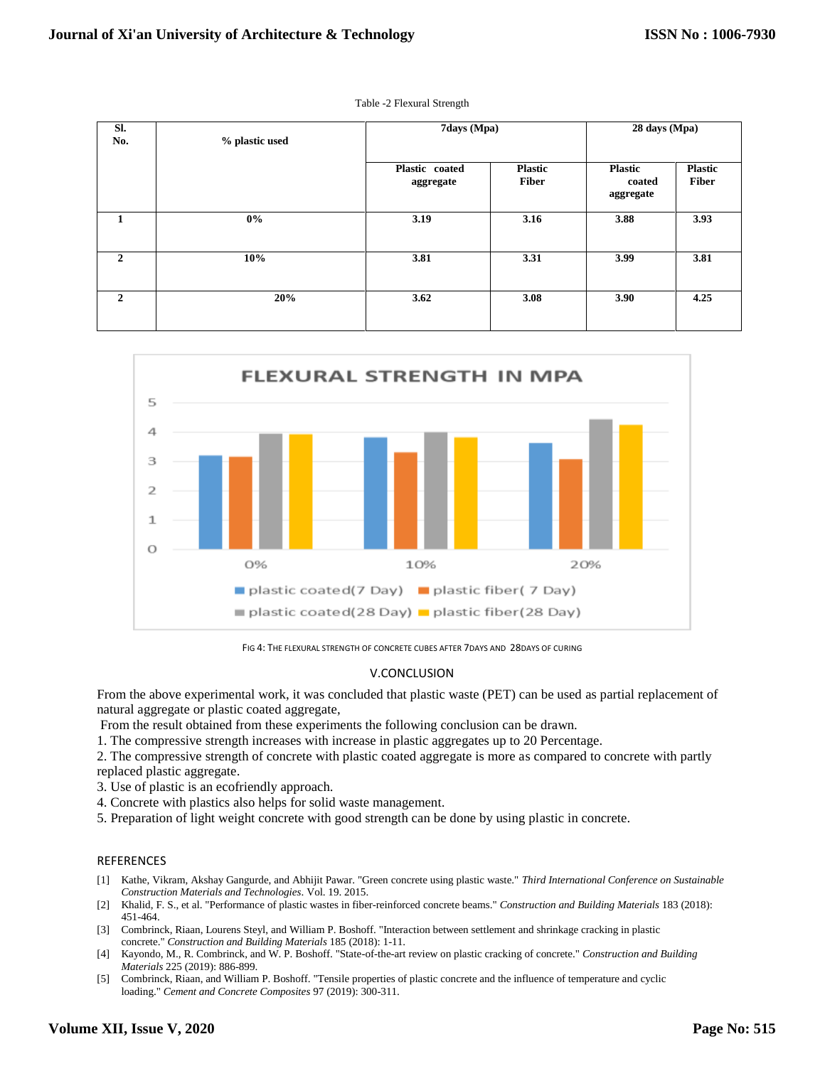Table -2 Flexural Strength

| Sl. No. | % plastic used | 7days (Mpa) | | 28 days (Mpa) | |
|---|---|---|---|---|---|
| | | Plastic coated aggregate | Plastic Fiber | Plastic coated aggregate | Plastic Fiber |
| 1 | 0% | 3.19 | 3.16 | 3.88 | 3.93 |
| 2 | 10% | 3.81 | 3.31 | 3.99 | 3.81 |
| 2 | 20% | 3.62 | 3.08 | 3.90 | 4.25 |

FIG 4: THE FLEXURAL STRENGTH OF CONCRETE CUBES AFTER 7DAYS AND 28DAYS OF CURING

## V.CONCLUSION

From the above experimental work, it was concluded that plastic waste (PET) can be used as partial replacement of natural aggregate or plastic coated aggregate,

From the result obtained from these experiments the following conclusion can be drawn.

1. The compressive strength increases with increase in plastic aggregates up to 20 Percentage.
2. The compressive strength of concrete with plastic coated aggregate is more as compared to concrete with partly replaced plastic aggregate.
3. Use of plastic is an ecofriendly approach.
4. Concrete with plastics also helps for solid waste management.
5. Preparation of light weight concrete with good strength can be done by using plastic in concrete.

## REFERENCES

[1] Kathe, Vikram, Akshay Gangurde, and Abhijit Pawar. "Green concrete using plastic waste." *Third International Conference on Sustainable Construction Materials and Technologies*. Vol. 19. 2015.

[2] Khalid, F. S., et al. "Performance of plastic wastes in fiber-reinforced concrete beams." *Construction and Building Materials* 183 (2018): 451-464.

[3] Combrinck, Riaan, Lourens Steyl, and William P. Boshoff. "Interaction between settlement and shrinkage cracking in plastic concrete." *Construction and Building Materials* 185 (2018): 1-11.

[4] Kayondo, M., R. Combrinck, and W. P. Boshoff. "State-of-the-art review on plastic cracking of concrete." *Construction and Building Materials* 225 (2019): 886-899.

[5] Combrinck, Riaan, and William P. Boshoff. "Tensile properties of plastic concrete and the influence of temperature and cyclic loading." *Cement and Concrete Composites* 97 (2019): 300-311.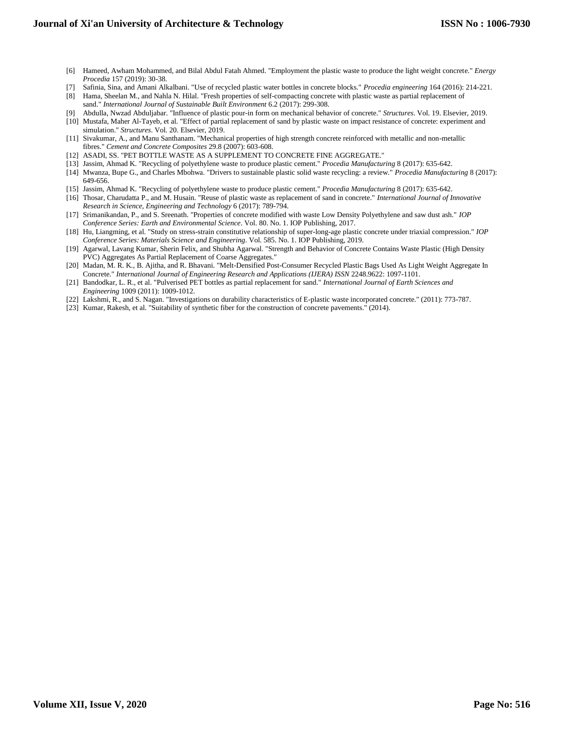[6] Hameed, Awham Mohammed, and Bilal Abdul Fatah Ahmed. "Employment the plastic waste to produce the light weight concrete." *Energy Procedia* 157 (2019): 30-38.

[7] Safinia, Sina, and Amani Alkalbani. "Use of recycled plastic water bottles in concrete blocks." *Procedia engineering* 164 (2016): 214-221.

[8] Hama, Sheelan M., and Nahla N. Hilal. "Fresh properties of self-compacting concrete with plastic waste as partial replacement of sand." *International Journal of Sustainable Built Environment* 6.2 (2017): 299-308.

[9] Abdulla, Nwzad Abduljabar. "Influence of plastic pour-in form on mechanical behavior of concrete." *Structures*. Vol. 19. Elsevier, 2019.

[10] Mustafa, Maher Al-Tayeb, et al. "Effect of partial replacement of sand by plastic waste on impact resistance of concrete: experiment and simulation." *Structures*. Vol. 20. Elsevier, 2019.

[11] Sivakumar, A., and Manu Santhanam. "Mechanical properties of high strength concrete reinforced with metallic and non-metallic fibres." *Cement and Concrete Composites* 29.8 (2007): 603-608.

[12] ASADI, SS. "PET BOTTLE WASTE AS A SUPPLEMENT TO CONCRETE FINE AGGREGATE."

[13] Jassim, Ahmad K. "Recycling of polyethylene waste to produce plastic cement." *Procedia Manufacturing* 8 (2017): 635-642.

[14] Mwanza, Bupe G., and Charles Mbohwa. "Drivers to sustainable plastic solid waste recycling: a review." *Procedia Manufacturing* 8 (2017): 649-656.

[15] Jassim, Ahmad K. "Recycling of polyethylene waste to produce plastic cement." *Procedia Manufacturing* 8 (2017): 635-642.

[16] Thosar, Charudatta P., and M. Husain. "Reuse of plastic waste as replacement of sand in concrete." *International Journal of Innovative Research in Science, Engineering and Technology* 6 (2017): 789-794.

[17] Srimanikandan, P., and S. Sreenath. "Properties of concrete modified with waste Low Density Polyethylene and saw dust ash." *IOP Conference Series: Earth and Environmental Science*. Vol. 80. No. 1. IOP Publishing, 2017.

[18] Hu, Liangming, et al. "Study on stress-strain constitutive relationship of super-long-age plastic concrete under triaxial compression." *IOP Conference Series: Materials Science and Engineering*. Vol. 585. No. 1. IOP Publishing, 2019.

[19] Agarwal, Lavang Kumar, Sherin Felix, and Shubha Agarwal. "Strength and Behavior of Concrete Contains Waste Plastic (High Density PVC) Aggregates As Partial Replacement of Coarse Aggregates."

[20] Madan, M. R. K., B. Ajitha, and R. Bhavani. "Melt-Densified Post-Consumer Recycled Plastic Bags Used As Light Weight Aggregate In Concrete." *International Journal of Engineering Research and Applications (IJERA) ISSN* 2248.9622: 1097-1101.

[21] Bandodkar, L. R., et al. "Pulverised PET bottles as partial replacement for sand." *International Journal of Earth Sciences and Engineering* 1009 (2011): 1009-1012.

[22] Lakshmi, R., and S. Nagan. "Investigations on durability characteristics of E-plastic waste incorporated concrete." (2011): 773-787.

[23] Kumar, Rakesh, et al. "Suitability of synthetic fiber for the construction of concrete pavements." (2014).